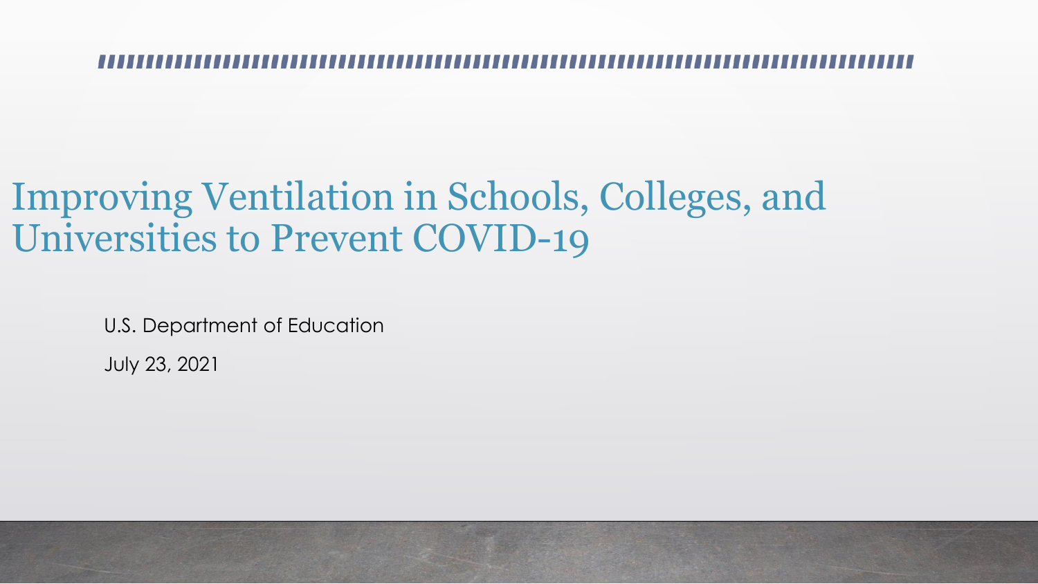# Improving Ventilation in Schools, Colleges, and Universities to Prevent COVID-19

U.S. Department of Education

July 23, 2021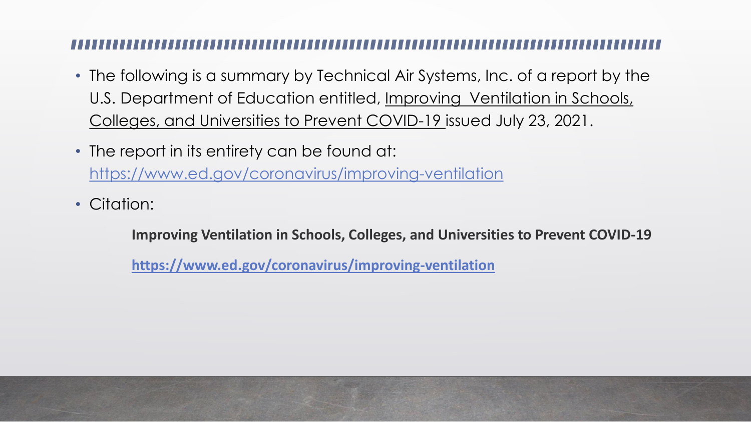- The following is a summary by Technical Air Systems, Inc. of a report by the U.S. Department of Education entitled, Improving Ventilation in Schools, Colleges, and Universities to Prevent COVID-19 issued July 23, 2021.
- The report in its entirety can be found at: https://www.ed.gov/coronavirus/improving-ventilation
- Citation:

  **Improving Ventilation in Schools, Colleges, and Universities to Prevent COVID-19**

  **https://www.ed.gov/coronavirus/improving-ventilation**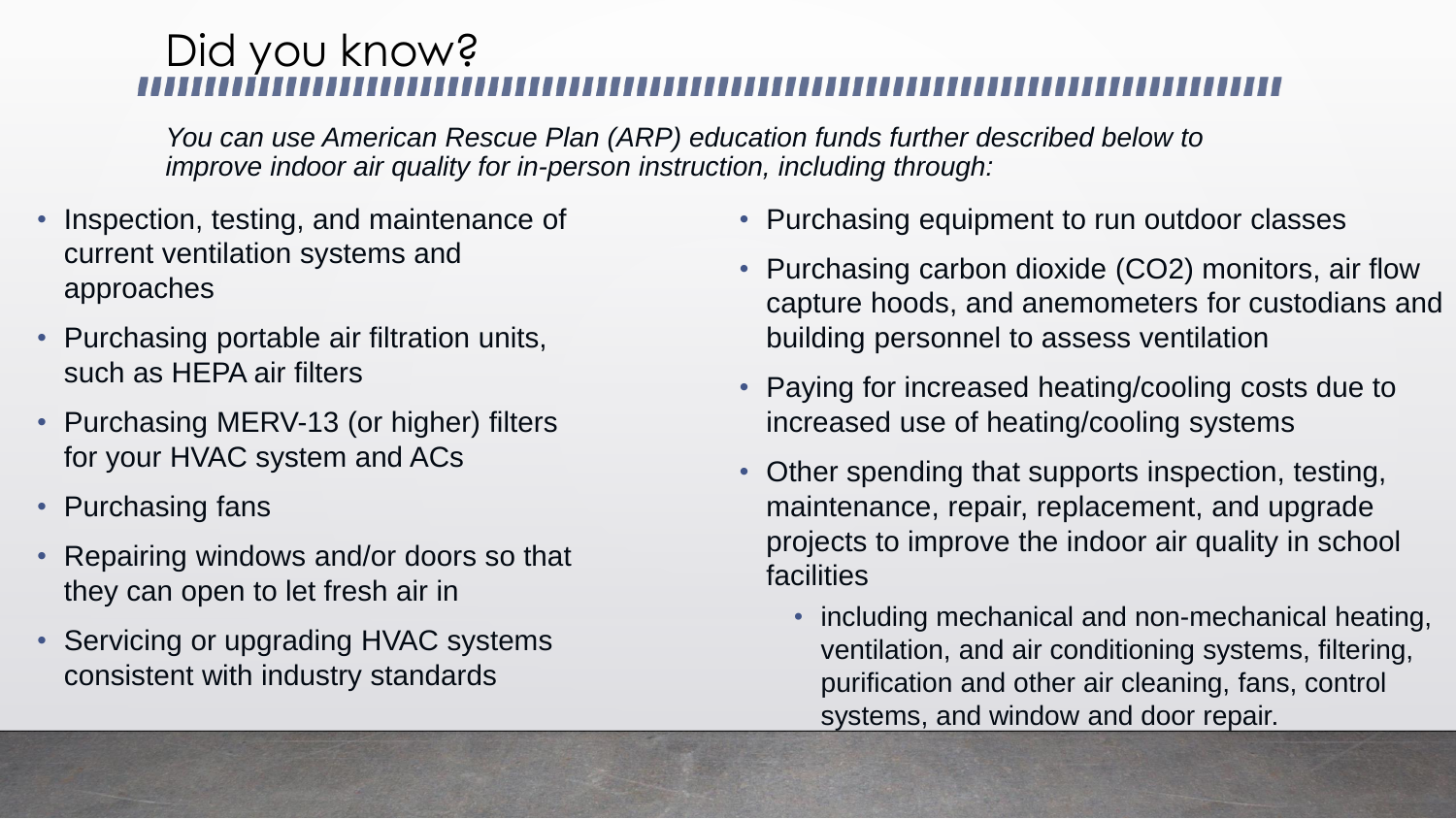# Did you know?

*You can use American Rescue Plan (ARP) education funds further described below to improve indoor air quality for in-person instruction, including through:*

- Inspection, testing, and maintenance of current ventilation systems and approaches
- Purchasing portable air filtration units, such as HEPA air filters
- Purchasing MERV-13 (or higher) filters for your HVAC system and ACs
- Purchasing fans
- Repairing windows and/or doors so that they can open to let fresh air in
- Servicing or upgrading HVAC systems consistent with industry standards
- Purchasing equipment to run outdoor classes
- Purchasing carbon dioxide ($CO_2$) monitors, air flow capture hoods, and anemometers for custodians and building personnel to assess ventilation
- Paying for increased heating/cooling costs due to increased use of heating/cooling systems
- Other spending that supports inspection, testing, maintenance, repair, replacement, and upgrade projects to improve the indoor air quality in school facilities
  - including mechanical and non-mechanical heating, ventilation, and air conditioning systems, filtering, purification and other air cleaning, fans, control systems, and window and door repair.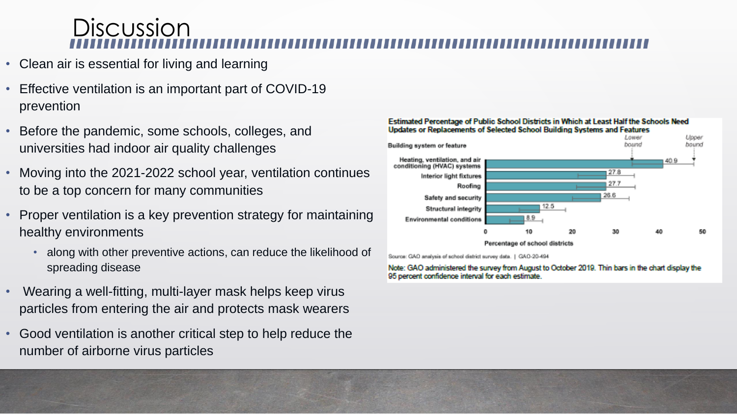# Discussion

- Clean air is essential for living and learning
- Effective ventilation is an important part of COVID-19 prevention
- Before the pandemic, some schools, colleges, and universities had indoor air quality challenges
- Moving into the 2021-2022 school year, ventilation continues to be a top concern for many communities
- Proper ventilation is a key prevention strategy for maintaining healthy environments
  - along with other preventive actions, can reduce the likelihood of spreading disease
- Wearing a well-fitting, multi-layer mask helps keep virus particles from entering the air and protects mask wearers
- Good ventilation is another critical step to help reduce the number of airborne virus particles

**Estimated Percentage of Public School Districts in Which at Least Half the Schools Need Updates or Replacements of Selected School Building Systems and Features**

| Building system or feature | Percentage of school districts |
|---|---|
| Heating, ventilation, and air conditioning (HVAC) systems | 40.9 |
| Interior light fixtures | 27.8 |
| Roofing | 27.7 |
| Safety and security | 26.6 |
| Structural integrity | 12.5 |
| Environmental conditions | 8.9 |

Source: GAO analysis of school district survey data. | GAO-20-494

Note: GAO administered the survey from August to October 2019. Thin bars in the chart display the 95 percent confidence interval for each estimate.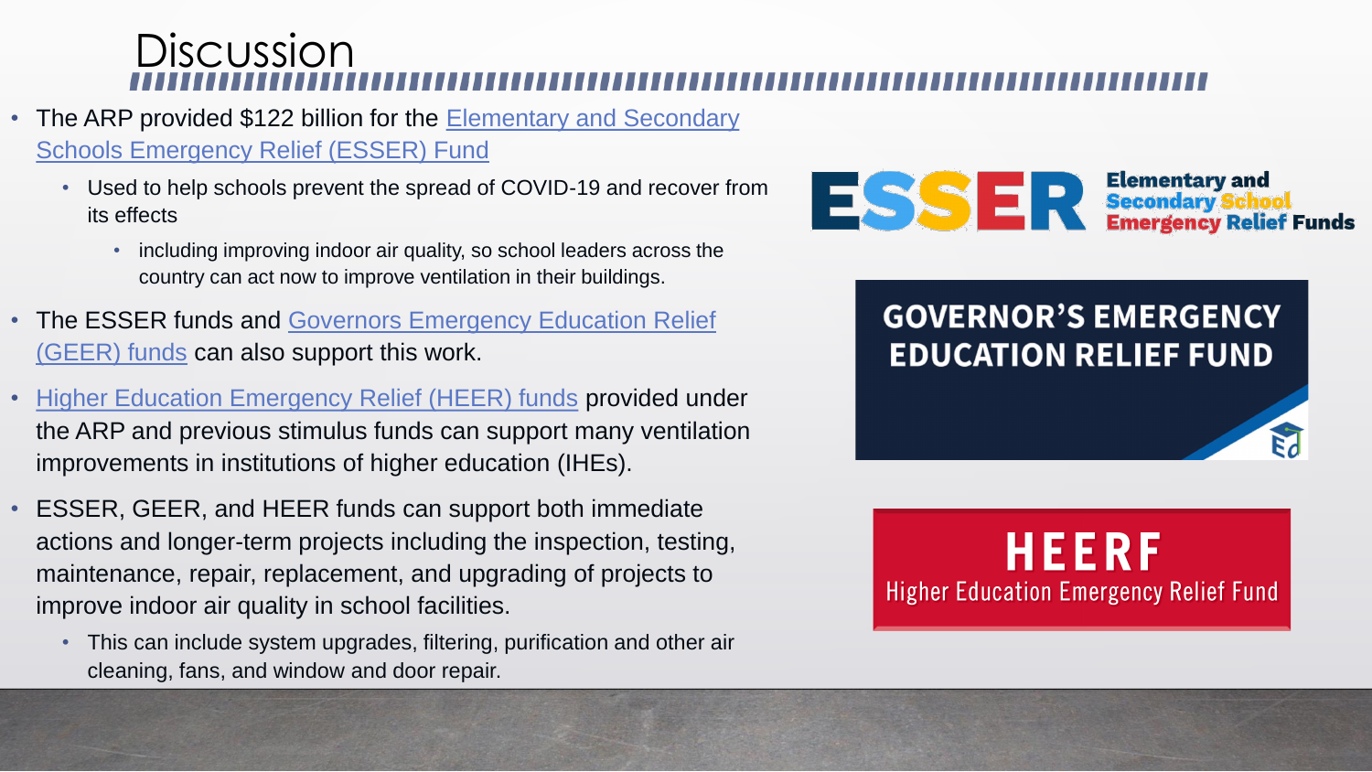# Discussion

- The ARP provided $122 billion for the Elementary and Secondary Schools Emergency Relief (ESSER) Fund
  - Used to help schools prevent the spread of COVID-19 and recover from its effects
    - including improving indoor air quality, so school leaders across the country can act now to improve ventilation in their buildings.
- The ESSER funds and Governors Emergency Education Relief (GEER) funds can also support this work.
- Higher Education Emergency Relief (HEER) funds provided under the ARP and previous stimulus funds can support many ventilation improvements in institutions of higher education (IHEs).
- ESSER, GEER, and HEER funds can support both immediate actions and longer-term projects including the inspection, testing, maintenance, repair, replacement, and upgrading of projects to improve indoor air quality in school facilities.
  - This can include system upgrades, filtering, purification and other air cleaning, fans, and window and door repair.

ESSER Elementary and Secondary School Emergency Relief Funds

GOVERNOR'S EMERGENCY EDUCATION RELIEF FUND

HEERF Higher Education Emergency Relief Fund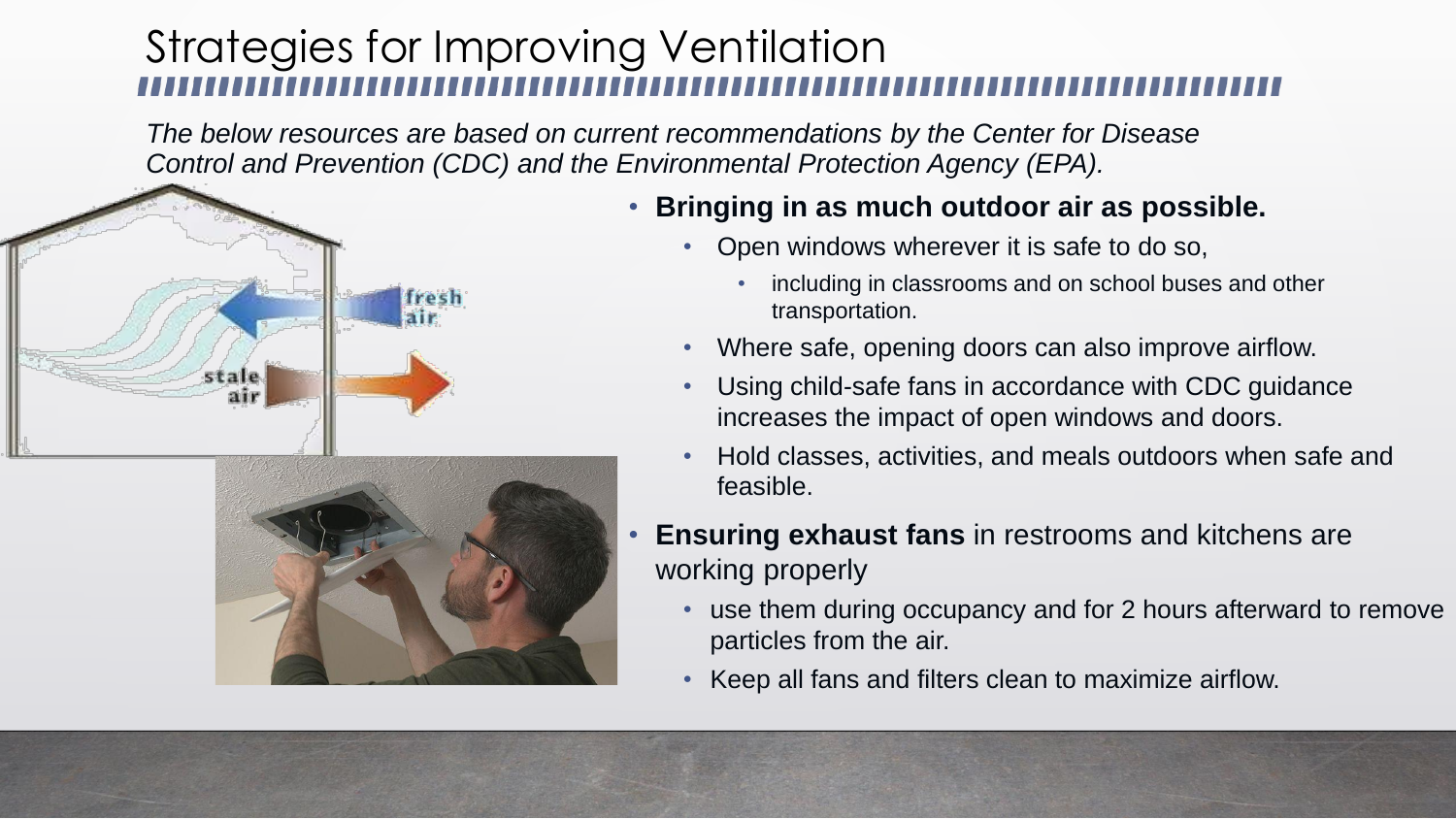# Strategies for Improving Ventilation

*The below resources are based on current recommendations by the Center for Disease Control and Prevention (CDC) and the Environmental Protection Agency (EPA).*

- **Bringing in as much outdoor air as possible.**
  - Open windows wherever it is safe to do so,
    - including in classrooms and on school buses and other transportation.
  - Where safe, opening doors can also improve airflow.
  - Using child-safe fans in accordance with CDC guidance increases the impact of open windows and doors.
  - Hold classes, activities, and meals outdoors when safe and feasible.
- **Ensuring exhaust fans** in restrooms and kitchens are working properly
  - use them during occupancy and for 2 hours afterward to remove particles from the air.
  - Keep all fans and filters clean to maximize airflow.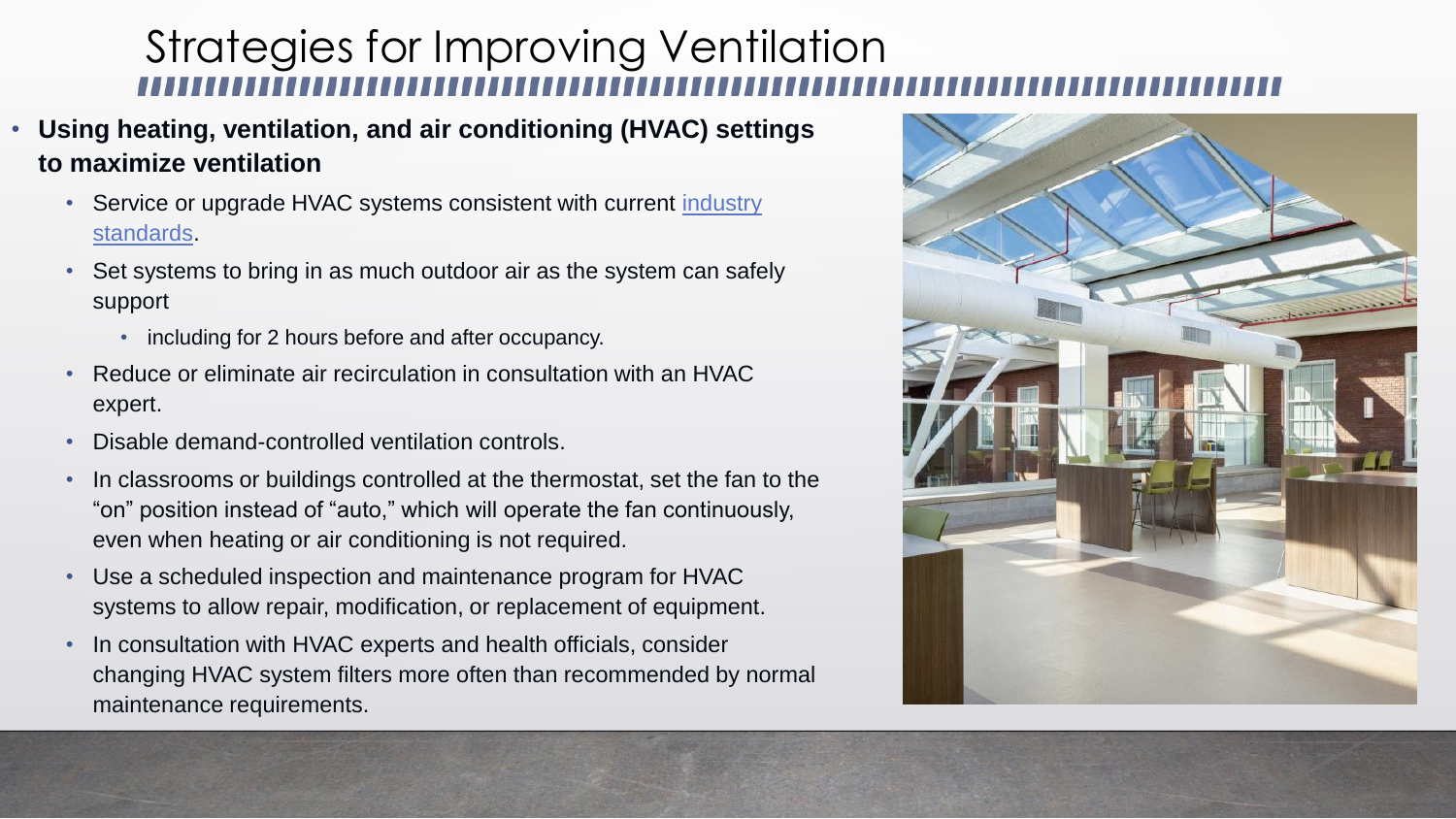# Strategies for Improving Ventilation

- **Using heating, ventilation, and air conditioning (HVAC) settings to maximize ventilation**
  - Service or upgrade HVAC systems consistent with current industry standards.
  - Set systems to bring in as much outdoor air as the system can safely support
    - including for 2 hours before and after occupancy.
  - Reduce or eliminate air recirculation in consultation with an HVAC expert.
  - Disable demand-controlled ventilation controls.
  - In classrooms or buildings controlled at the thermostat, set the fan to the "on" position instead of "auto," which will operate the fan continuously, even when heating or air conditioning is not required.
  - Use a scheduled inspection and maintenance program for HVAC systems to allow repair, modification, or replacement of equipment.
  - In consultation with HVAC experts and health officials, consider changing HVAC system filters more often than recommended by normal maintenance requirements.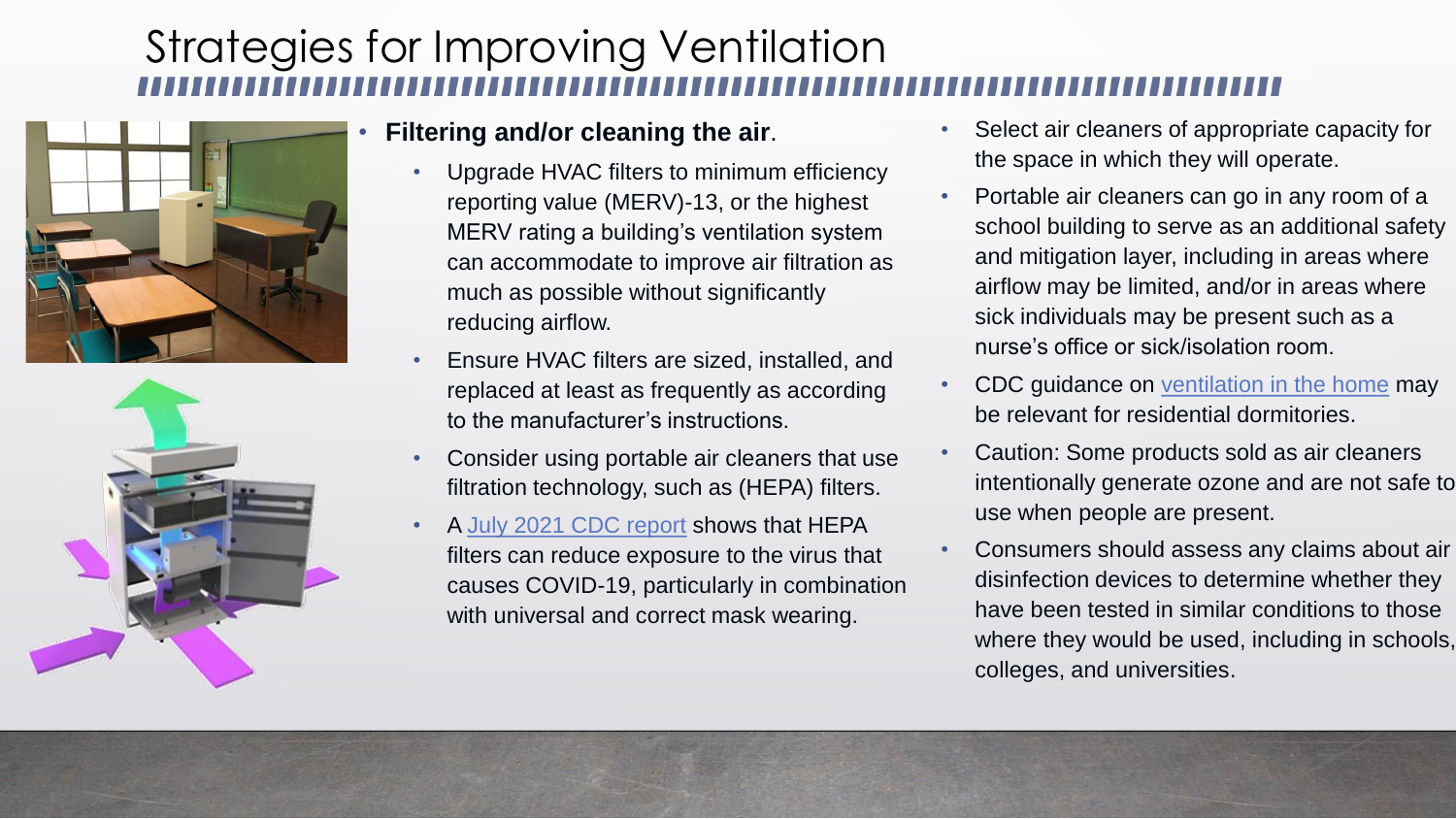# Strategies for Improving Ventilation

- **Filtering and/or cleaning the air**.
  - Upgrade HVAC filters to minimum efficiency reporting value (MERV)-13, or the highest MERV rating a building's ventilation system can accommodate to improve air filtration as much as possible without significantly reducing airflow.
  - Ensure HVAC filters are sized, installed, and replaced at least as frequently as according to the manufacturer's instructions.
  - Consider using portable air cleaners that use filtration technology, such as (HEPA) filters.
  - A July 2021 CDC report shows that HEPA filters can reduce exposure to the virus that causes COVID-19, particularly in combination with universal and correct mask wearing.
- Select air cleaners of appropriate capacity for the space in which they will operate.
- Portable air cleaners can go in any room of a school building to serve as an additional safety and mitigation layer, including in areas where airflow may be limited, and/or in areas where sick individuals may be present such as a nurse's office or sick/isolation room.
- CDC guidance on ventilation in the home may be relevant for residential dormitories.
- Caution: Some products sold as air cleaners intentionally generate ozone and are not safe to use when people are present.
- Consumers should assess any claims about air disinfection devices to determine whether they have been tested in similar conditions to those where they would be used, including in schools, colleges, and universities.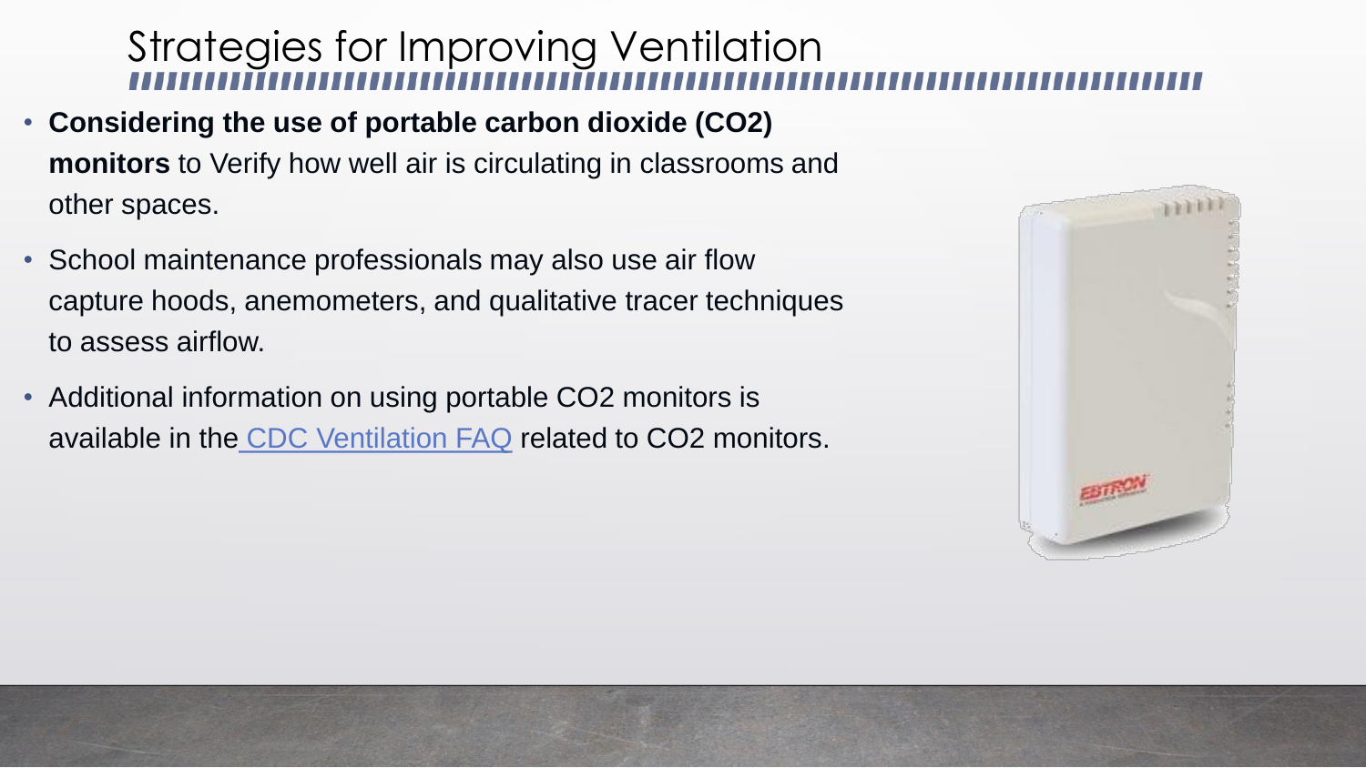# Strategies for Improving Ventilation

- **Considering the use of portable carbon dioxide (CO2) monitors** to Verify how well air is circulating in classrooms and other spaces.
- School maintenance professionals may also use air flow capture hoods, anemometers, and qualitative tracer techniques to assess airflow.
- Additional information on using portable CO2 monitors is available in the CDC Ventilation FAQ related to CO2 monitors.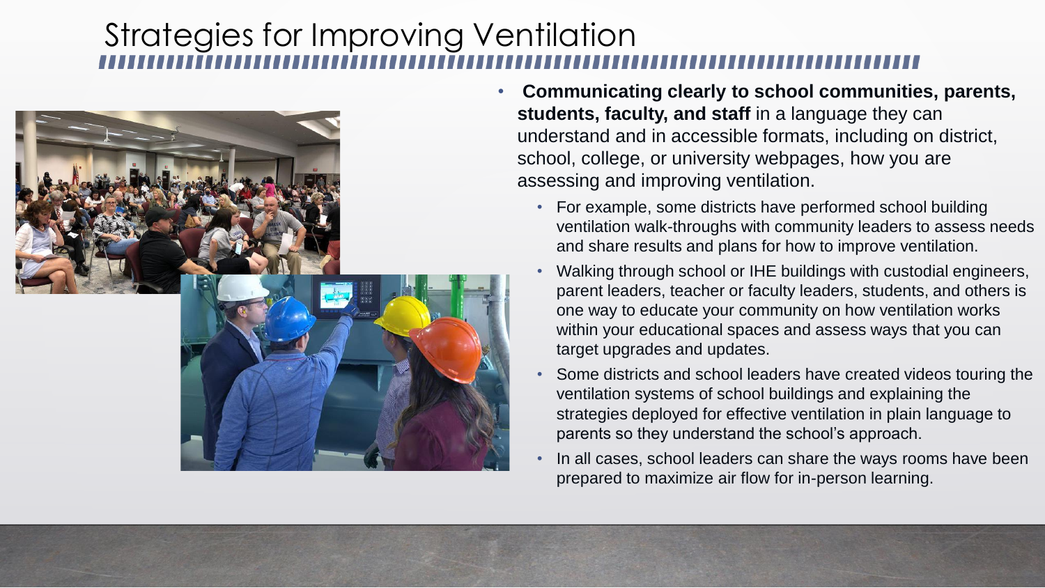# Strategies for Improving Ventilation

- **Communicating clearly to school communities, parents, students, faculty, and staff** in a language they can understand and in accessible formats, including on district, school, college, or university webpages, how you are assessing and improving ventilation.
  - For example, some districts have performed school building ventilation walk-throughs with community leaders to assess needs and share results and plans for how to improve ventilation.
  - Walking through school or IHE buildings with custodial engineers, parent leaders, teacher or faculty leaders, students, and others is one way to educate your community on how ventilation works within your educational spaces and assess ways that you can target upgrades and updates.
  - Some districts and school leaders have created videos touring the ventilation systems of school buildings and explaining the strategies deployed for effective ventilation in plain language to parents so they understand the school's approach.
  - In all cases, school leaders can share the ways rooms have been prepared to maximize air flow for in-person learning.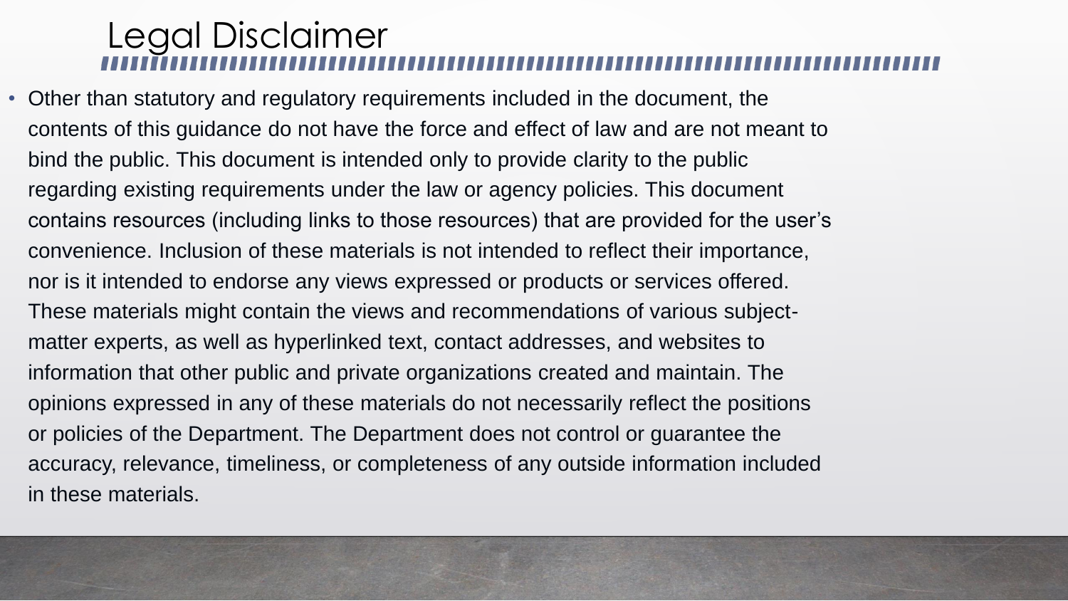# Legal Disclaimer

- Other than statutory and regulatory requirements included in the document, the contents of this guidance do not have the force and effect of law and are not meant to bind the public. This document is intended only to provide clarity to the public regarding existing requirements under the law or agency policies. This document contains resources (including links to those resources) that are provided for the user's convenience. Inclusion of these materials is not intended to reflect their importance, nor is it intended to endorse any views expressed or products or services offered. These materials might contain the views and recommendations of various subject-matter experts, as well as hyperlinked text, contact addresses, and websites to information that other public and private organizations created and maintain. The opinions expressed in any of these materials do not necessarily reflect the positions or policies of the Department. The Department does not control or guarantee the accuracy, relevance, timeliness, or completeness of any outside information included in these materials.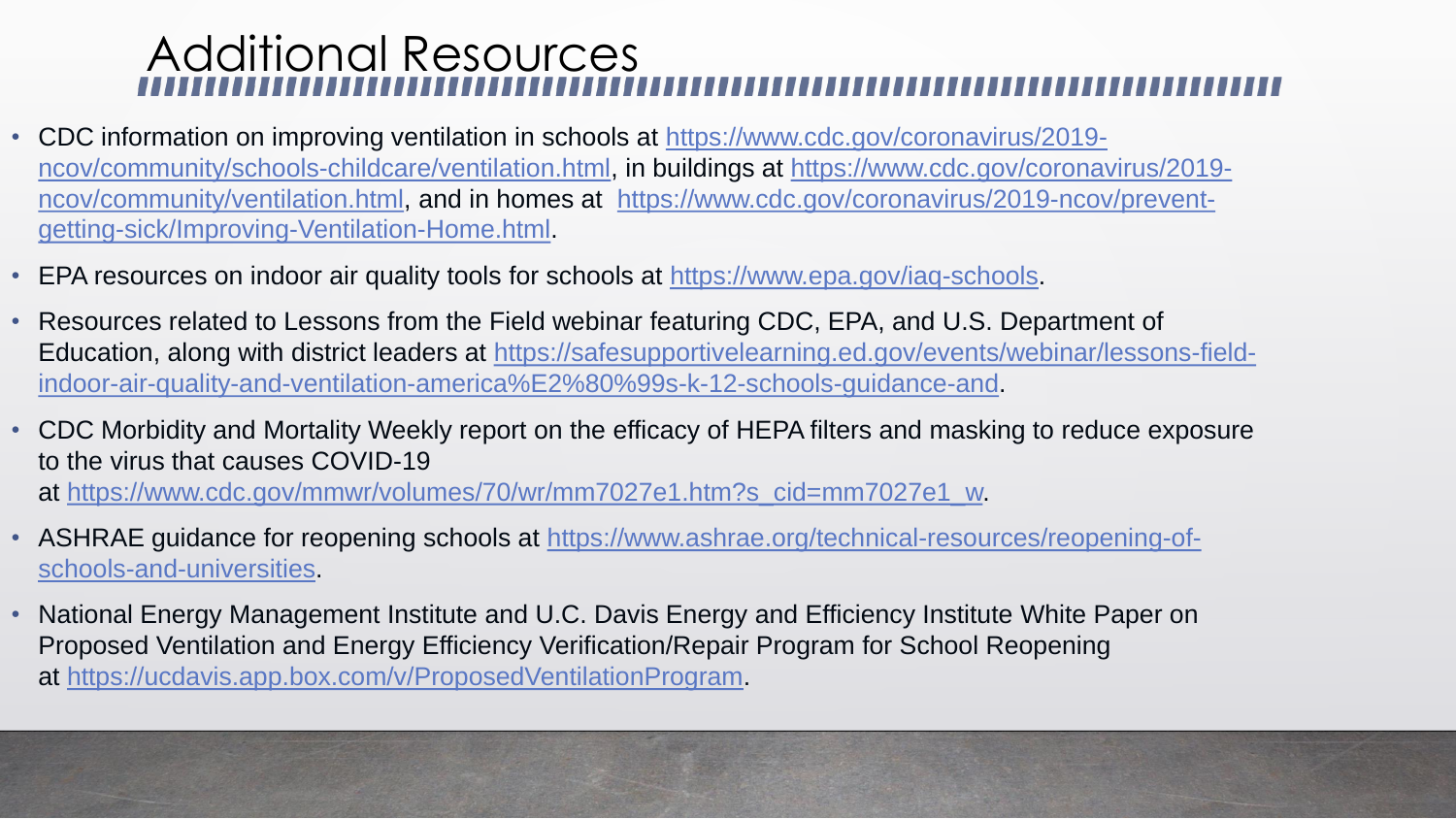# Additional Resources

- CDC information on improving ventilation in schools at https://www.cdc.gov/coronavirus/2019-ncov/community/schools-childcare/ventilation.html, in buildings at https://www.cdc.gov/coronavirus/2019-ncov/community/ventilation.html, and in homes at https://www.cdc.gov/coronavirus/2019-ncov/prevent-getting-sick/Improving-Ventilation-Home.html.
- EPA resources on indoor air quality tools for schools at https://www.epa.gov/iaq-schools.
- Resources related to Lessons from the Field webinar featuring CDC, EPA, and U.S. Department of Education, along with district leaders at https://safesupportivelearning.ed.gov/events/webinar/lessons-field-indoor-air-quality-and-ventilation-america%E2%80%99s-k-12-schools-guidance-and.
- CDC Morbidity and Mortality Weekly report on the efficacy of HEPA filters and masking to reduce exposure to the virus that causes COVID-19 at https://www.cdc.gov/mmwr/volumes/70/wr/mm7027e1.htm?s_cid=mm7027e1_w.
- ASHRAE guidance for reopening schools at https://www.ashrae.org/technical-resources/reopening-of-schools-and-universities.
- National Energy Management Institute and U.C. Davis Energy and Efficiency Institute White Paper on Proposed Ventilation and Energy Efficiency Verification/Repair Program for School Reopening at https://ucdavis.app.box.com/v/ProposedVentilationProgram.